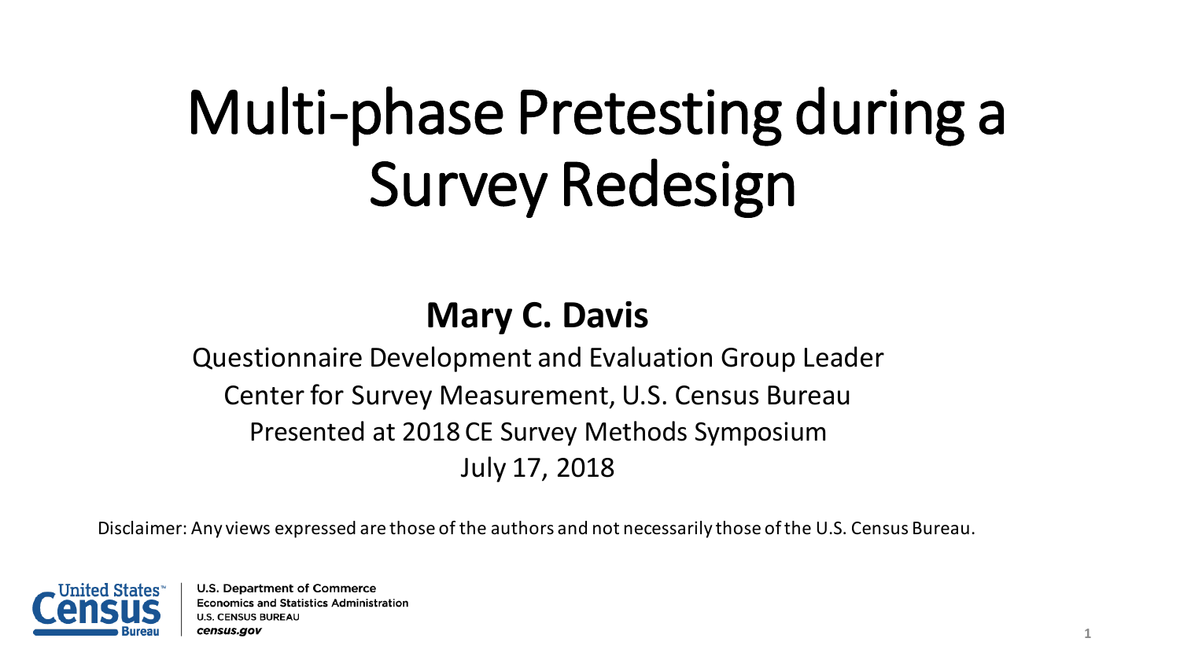# Multi-phase Pretesting during a Survey Redesign

**Mary C. Davis**

Questionnaire Development and Evaluation Group Leader
Center for Survey Measurement, U.S. Census Bureau
Presented at 2018 CE Survey Methods Symposium
July 17, 2018

Disclaimer: Any views expressed are those of the authors and not necessarily those of the U.S. Census Bureau.

U.S. Department of Commerce
Economics and Statistics Administration
U.S. CENSUS BUREAU
*census.gov*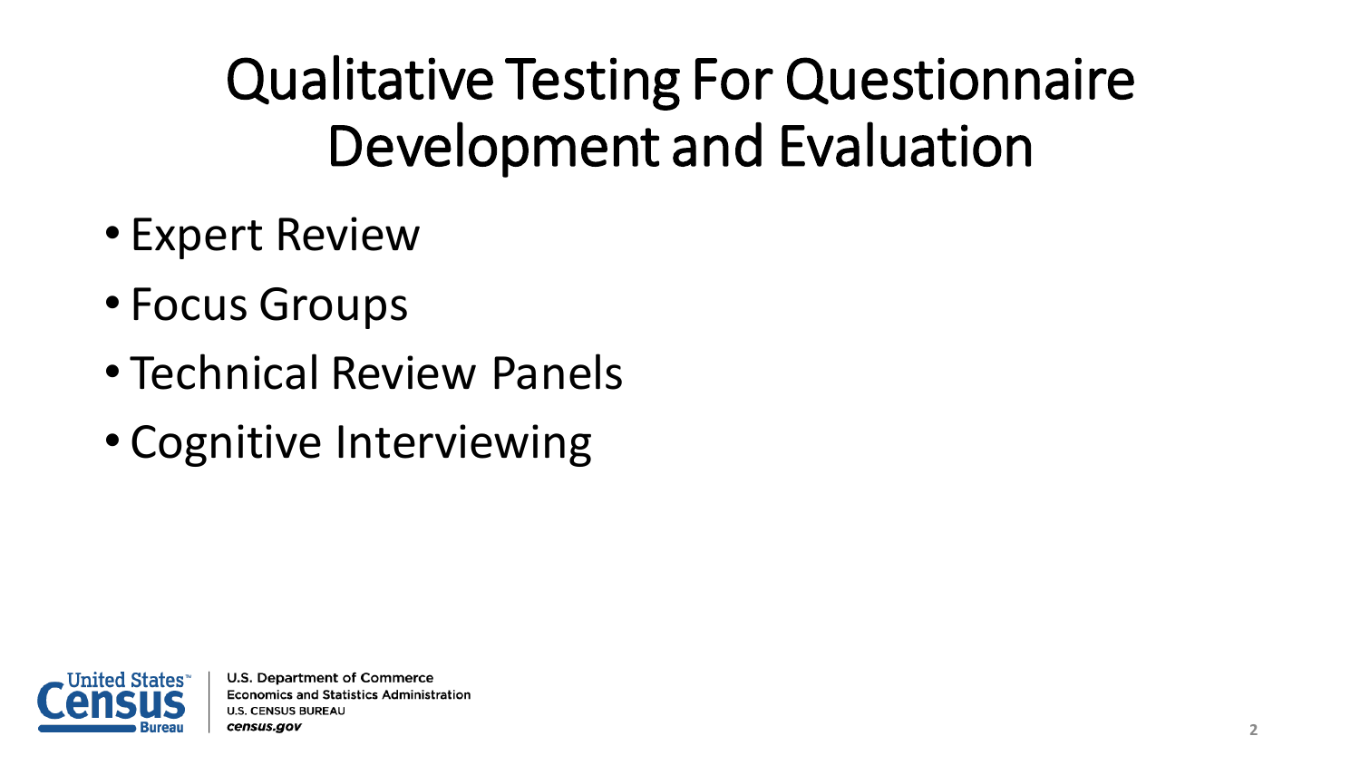# Qualitative Testing For Questionnaire Development and Evaluation

- Expert Review
- Focus Groups
- Technical Review Panels
- Cognitive Interviewing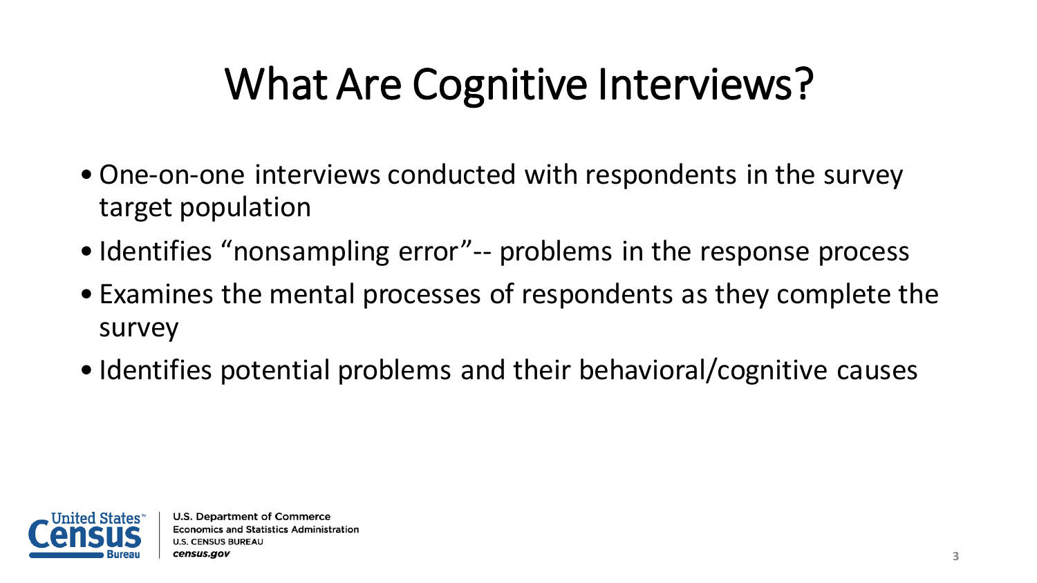# What Are Cognitive Interviews?

- One-on-one interviews conducted with respondents in the survey target population
- Identifies "nonsampling error"-- problems in the response process
- Examines the mental processes of respondents as they complete the survey
- Identifies potential problems and their behavioral/cognitive causes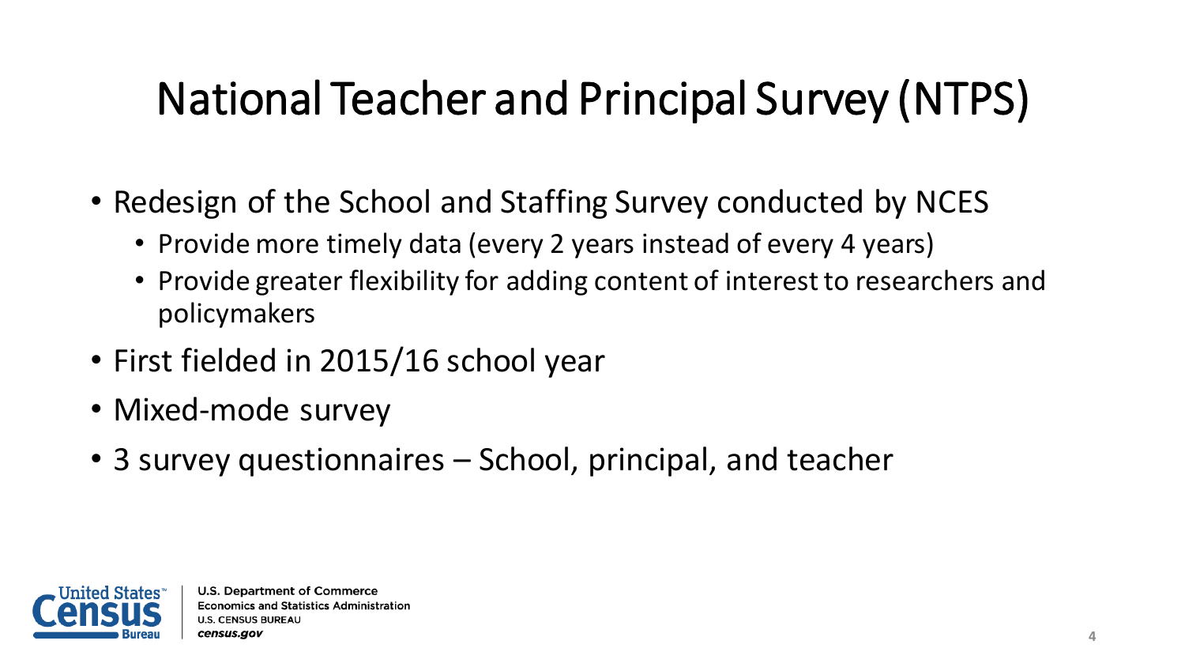# National Teacher and Principal Survey (NTPS)

- Redesign of the School and Staffing Survey conducted by NCES
  - Provide more timely data (every 2 years instead of every 4 years)
  - Provide greater flexibility for adding content of interest to researchers and policymakers
- First fielded in 2015/16 school year
- Mixed-mode survey
- 3 survey questionnaires – School, principal, and teacher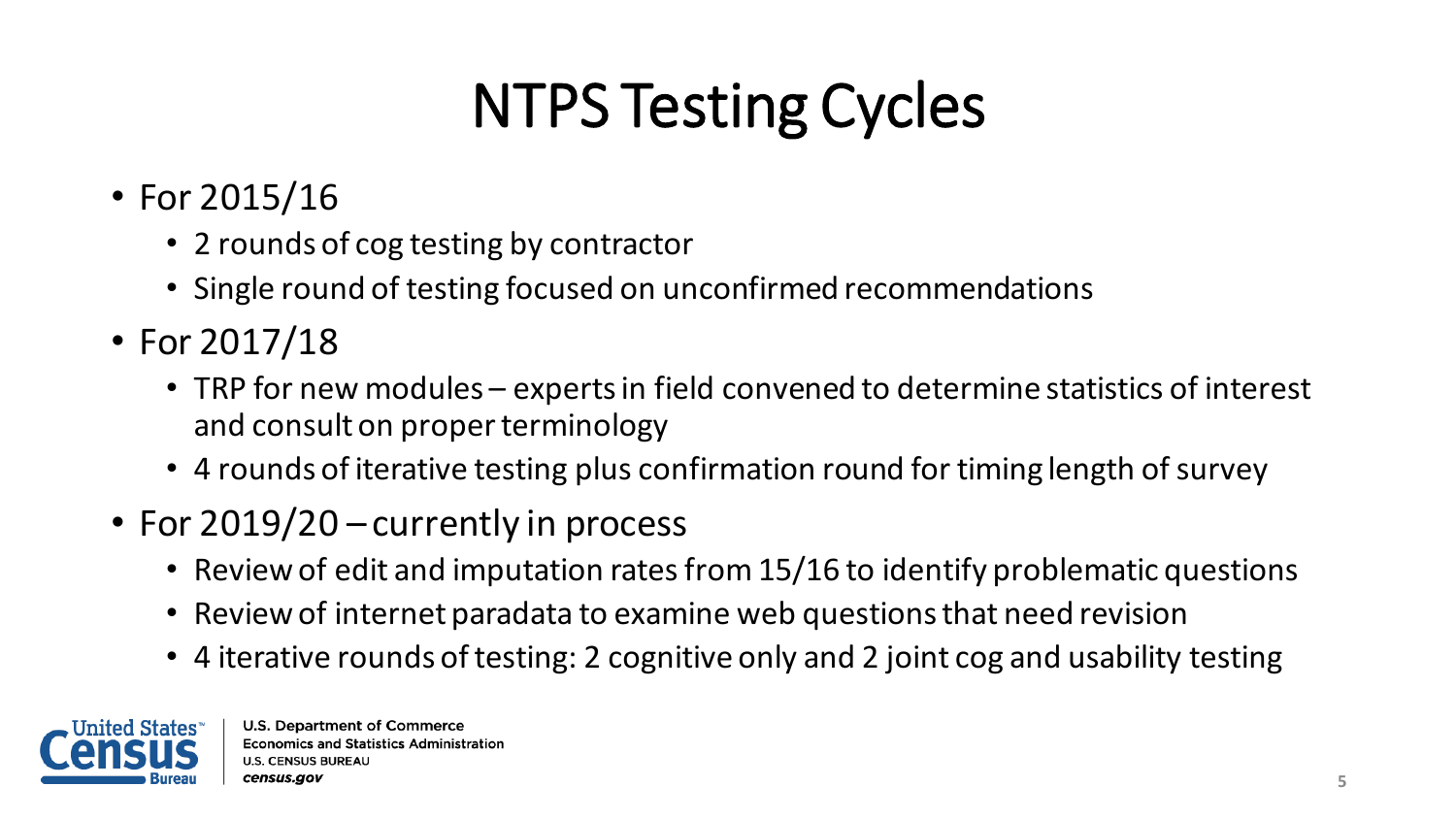# NTPS Testing Cycles

- For 2015/16
  - 2 rounds of cog testing by contractor
  - Single round of testing focused on unconfirmed recommendations
- For 2017/18
  - TRP for new modules – experts in field convened to determine statistics of interest and consult on proper terminology
  - 4 rounds of iterative testing plus confirmation round for timing length of survey
- For 2019/20 – currently in process
  - Review of edit and imputation rates from 15/16 to identify problematic questions
  - Review of internet paradata to examine web questions that need revision
  - 4 iterative rounds of testing: 2 cognitive only and 2 joint cog and usability testing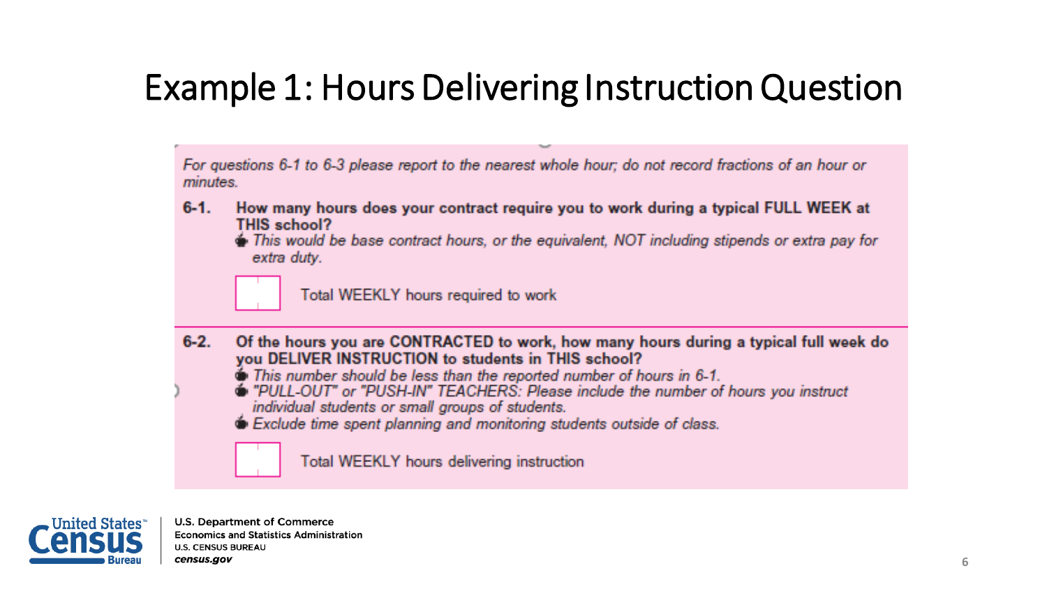# Example 1: Hours Delivering Instruction Question

*For questions 6-1 to 6-3 please report to the nearest whole hour; do not record fractions of an hour or minutes.*

**6-1. How many hours does your contract require you to work during a typical FULL WEEK at THIS school?**

- *This would be base contract hours, or the equivalent, NOT including stipends or extra pay for extra duty.*

[ ] Total WEEKLY hours required to work

**6-2. Of the hours you are CONTRACTED to work, how many hours during a typical full week do you DELIVER INSTRUCTION to students in THIS school?**

- *This number should be less than the reported number of hours in 6-1.*
- *"PULL-OUT" or "PUSH-IN" TEACHERS: Please include the number of hours you instruct individual students or small groups of students.*
- *Exclude time spent planning and monitoring students outside of class.*

[ ] Total WEEKLY hours delivering instruction

U.S. Department of Commerce
Economics and Statistics Administration
U.S. CENSUS BUREAU
*census.gov*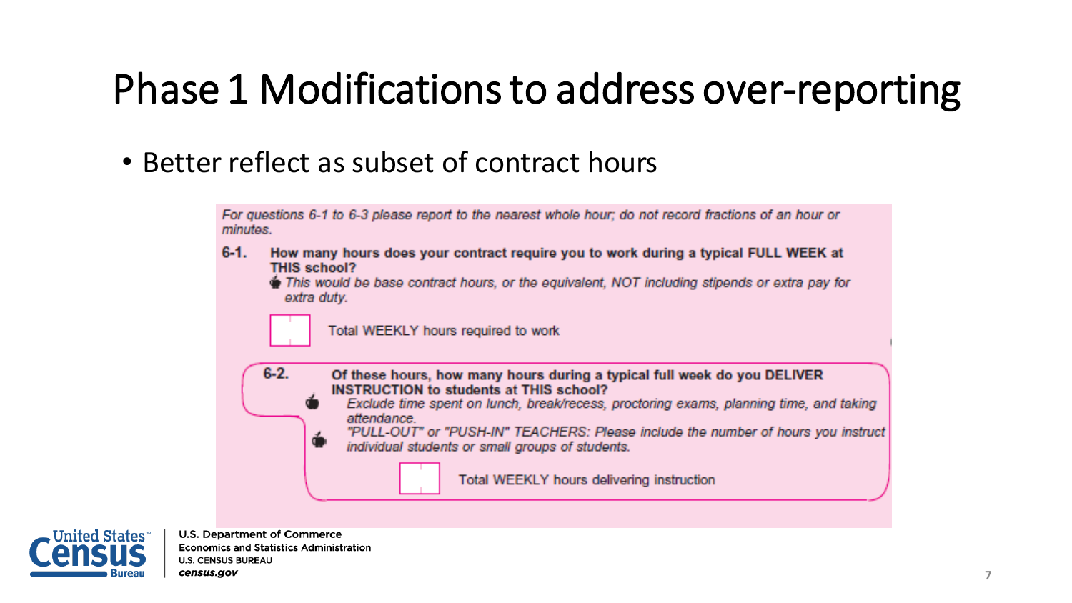# Phase 1 Modifications to address over-reporting

- Better reflect as subset of contract hours

*For questions 6-1 to 6-3 please report to the nearest whole hour; do not record fractions of an hour or minutes.*

**6-1. How many hours does your contract require you to work during a typical FULL WEEK at THIS school?**

*This would be base contract hours, or the equivalent, NOT including stipends or extra pay for extra duty.*

Total WEEKLY hours required to work

**6-2. Of these hours, how many hours during a typical full week do you DELIVER INSTRUCTION to students at THIS school?**

*Exclude time spent on lunch, break/recess, proctoring exams, planning time, and taking attendance.*

*"PULL-OUT" or "PUSH-IN" TEACHERS: Please include the number of hours you instruct individual students or small groups of students.*

Total WEEKLY hours delivering instruction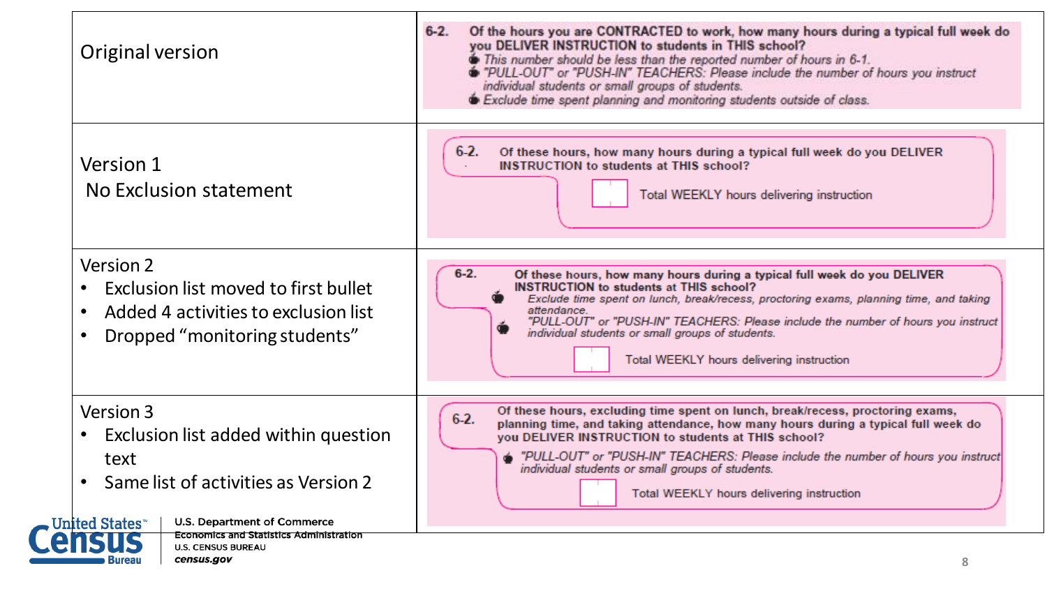| | |
|---|---|
| Original version | **6-2. Of the hours you are CONTRACTED to work, how many hours during a typical full week do you DELIVER INSTRUCTION to students in THIS school?**<br>• *This number should be less than the reported number of hours in 6-1.*<br>• *"PULL-OUT" or "PUSH-IN" TEACHERS: Please include the number of hours you instruct individual students or small groups of students.*<br>• *Exclude time spent planning and monitoring students outside of class.* |
| Version 1<br>No Exclusion statement | **6-2. Of these hours, how many hours during a typical full week do you DELIVER INSTRUCTION to students at THIS school?**<br>[ ] Total WEEKLY hours delivering instruction |
| Version 2<br>• Exclusion list moved to first bullet<br>• Added 4 activities to exclusion list<br>• Dropped "monitoring students" | **6-2. Of these hours, how many hours during a typical full week do you DELIVER INSTRUCTION to students at THIS school?**<br>• *Exclude time spent on lunch, break/recess, proctoring exams, planning time, and taking attendance.*<br>• *"PULL-OUT" or "PUSH-IN" TEACHERS: Please include the number of hours you instruct individual students or small groups of students.*<br>[ ] Total WEEKLY hours delivering instruction |
| Version 3<br>• Exclusion list added within question text<br>• Same list of activities as Version 2 | **6-2. Of these hours, excluding time spent on lunch, break/recess, proctoring exams, planning time, and taking attendance, how many hours during a typical full week do you DELIVER INSTRUCTION to students at THIS school?**<br>• *"PULL-OUT" or "PUSH-IN" TEACHERS: Please include the number of hours you instruct individual students or small groups of students.*<br>[ ] Total WEEKLY hours delivering instruction |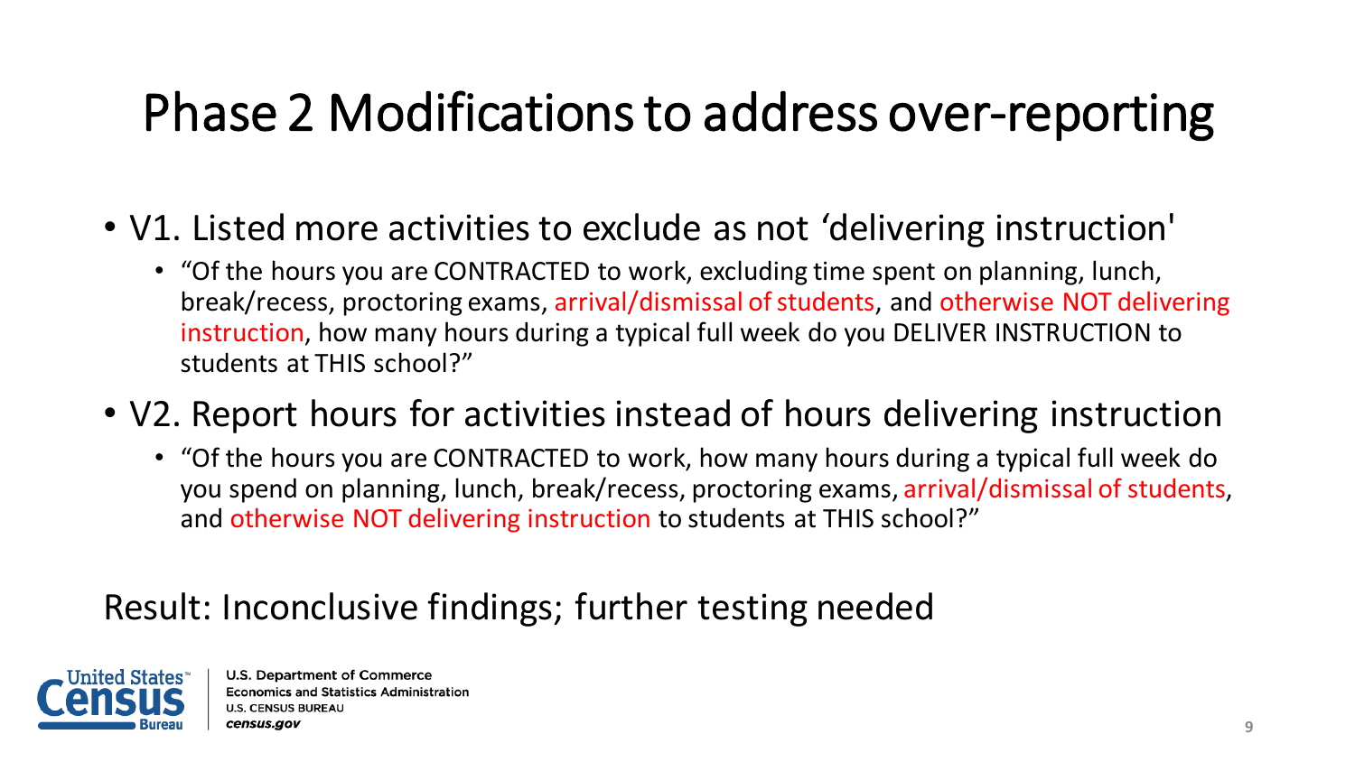# Phase 2 Modifications to address over-reporting

- V1. Listed more activities to exclude as not 'delivering instruction'
  - "Of the hours you are CONTRACTED to work, excluding time spent on planning, lunch, break/recess, proctoring exams, arrival/dismissal of students, and otherwise NOT delivering instruction, how many hours during a typical full week do you DELIVER INSTRUCTION to students at THIS school?"
- V2. Report hours for activities instead of hours delivering instruction
  - "Of the hours you are CONTRACTED to work, how many hours during a typical full week do you spend on planning, lunch, break/recess, proctoring exams, arrival/dismissal of students, and otherwise NOT delivering instruction to students at THIS school?"

Result: Inconclusive findings; further testing needed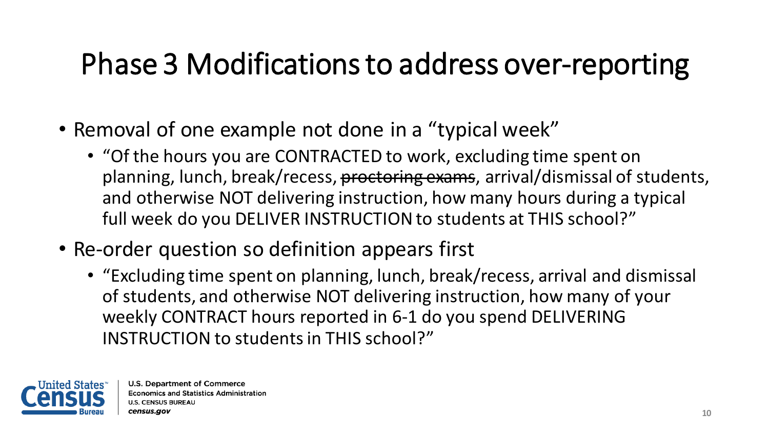# Phase 3 Modifications to address over-reporting

- Removal of one example not done in a "typical week"
  - "Of the hours you are CONTRACTED to work, excluding time spent on planning, lunch, break/recess, ~~proctoring exams~~, arrival/dismissal of students, and otherwise NOT delivering instruction, how many hours during a typical full week do you DELIVER INSTRUCTION to students at THIS school?"
- Re-order question so definition appears first
  - "Excluding time spent on planning, lunch, break/recess, arrival and dismissal of students, and otherwise NOT delivering instruction, how many of your weekly CONTRACT hours reported in 6-1 do you spend DELIVERING INSTRUCTION to students in THIS school?"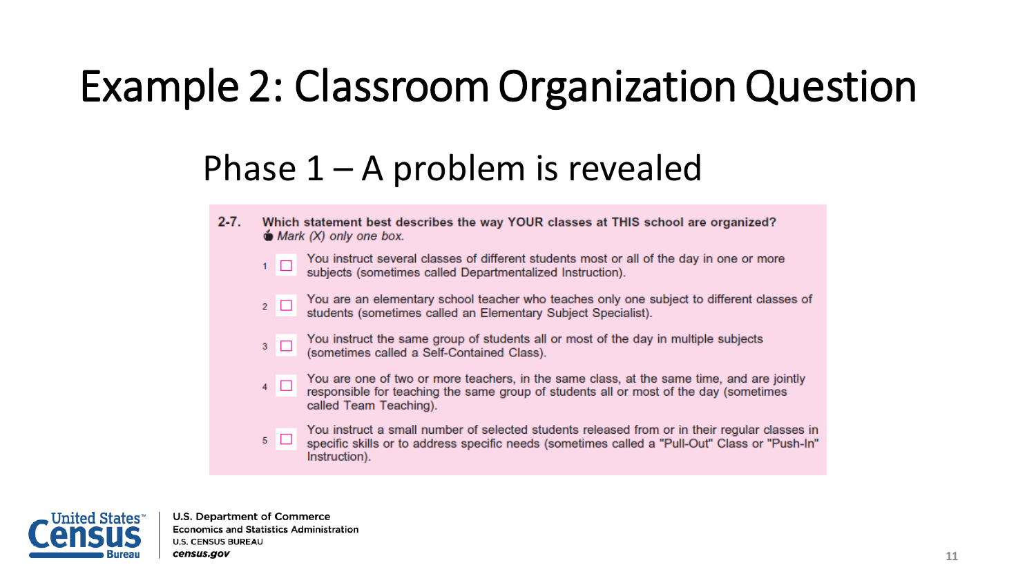# Example 2: Classroom Organization Question

## Phase 1 – A problem is revealed

**2-7. Which statement best describes the way YOUR classes at THIS school are organized?**
*Mark (X) only one box.*

1 ☐ You instruct several classes of different students most or all of the day in one or more subjects (sometimes called Departmentalized Instruction).

2 ☐ You are an elementary school teacher who teaches only one subject to different classes of students (sometimes called an Elementary Subject Specialist).

3 ☐ You instruct the same group of students all or most of the day in multiple subjects (sometimes called a Self-Contained Class).

4 ☐ You are one of two or more teachers, in the same class, at the same time, and are jointly responsible for teaching the same group of students all or most of the day (sometimes called Team Teaching).

5 ☐ You instruct a small number of selected students released from or in their regular classes in specific skills or to address specific needs (sometimes called a "Pull-Out" Class or "Push-In" Instruction).

United States Census Bureau

U.S. Department of Commerce
Economics and Statistics Administration
U.S. CENSUS BUREAU
*census.gov*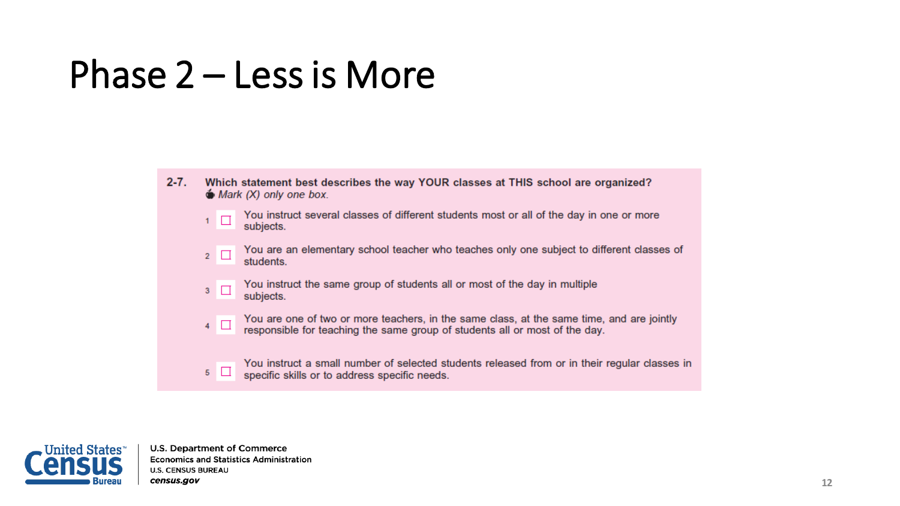# Phase 2 – Less is More

**2-7. Which statement best describes the way YOUR classes at THIS school are organized?**
*Mark (X) only one box.*

- 1 ☐ You instruct several classes of different students most or all of the day in one or more subjects.
- 2 ☐ You are an elementary school teacher who teaches only one subject to different classes of students.
- 3 ☐ You instruct the same group of students all or most of the day in multiple subjects.
- 4 ☐ You are one of two or more teachers, in the same class, at the same time, and are jointly responsible for teaching the same group of students all or most of the day.
- 5 ☐ You instruct a small number of selected students released from or in their regular classes in specific skills or to address specific needs.

U.S. Department of Commerce
Economics and Statistics Administration
U.S. CENSUS BUREAU
*census.gov*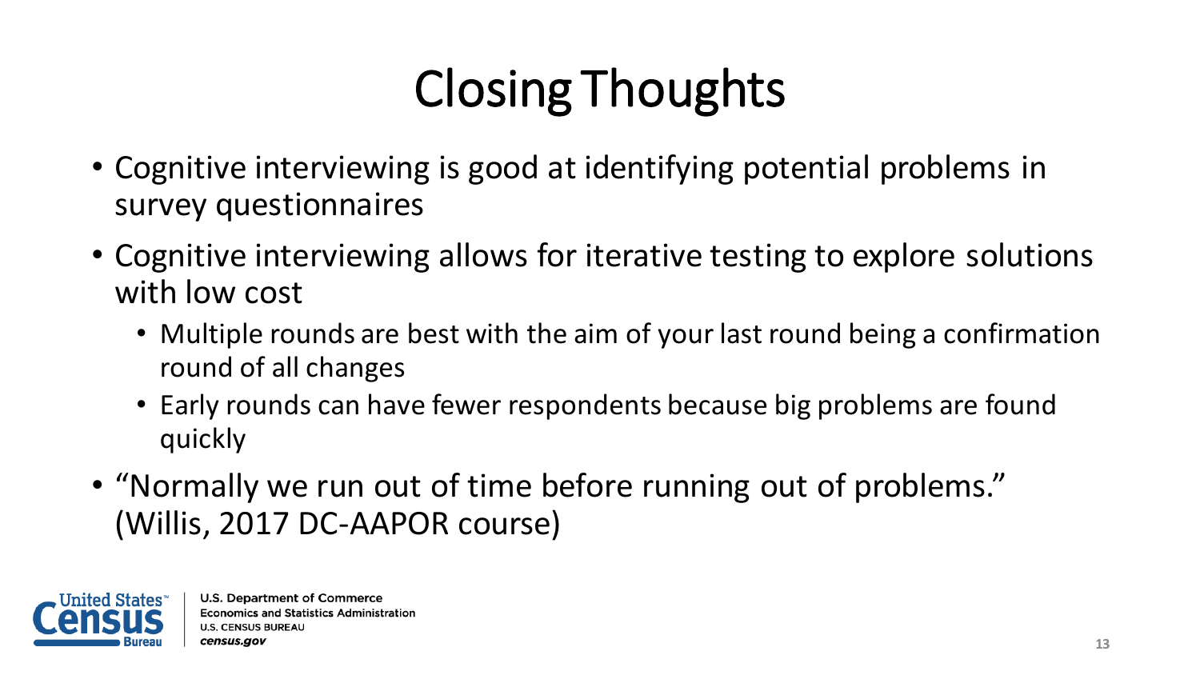# Closing Thoughts

- Cognitive interviewing is good at identifying potential problems in survey questionnaires
- Cognitive interviewing allows for iterative testing to explore solutions with low cost
  - Multiple rounds are best with the aim of your last round being a confirmation round of all changes
  - Early rounds can have fewer respondents because big problems are found quickly
- "Normally we run out of time before running out of problems." (Willis, 2017 DC-AAPOR course)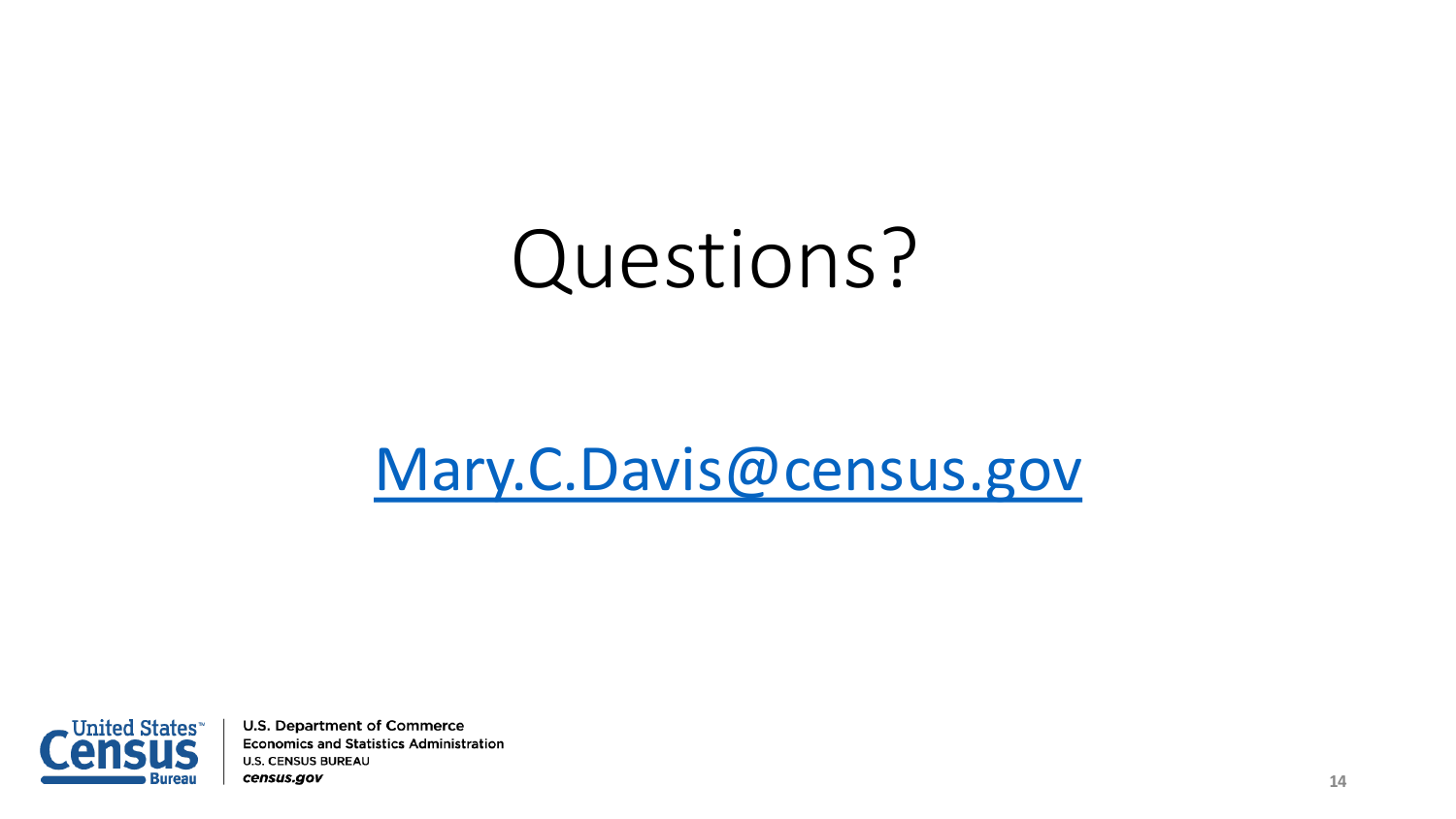# Questions?

[Mary.C.Davis@census.gov](mailto:Mary.C.Davis@census.gov)

U.S. Department of Commerce
Economics and Statistics Administration
U.S. CENSUS BUREAU
*census.gov*